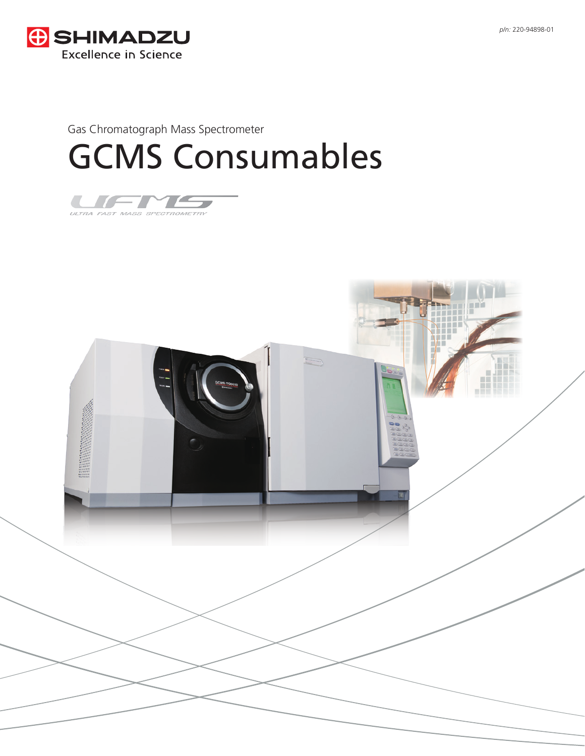SHIMADZU
Excellence in Science

p/n: 220-94898-01

Gas Chromatograph Mass Spectrometer

# GCMS Consumables

UFMS
ULTRA FAST MASS SPECTROMETRY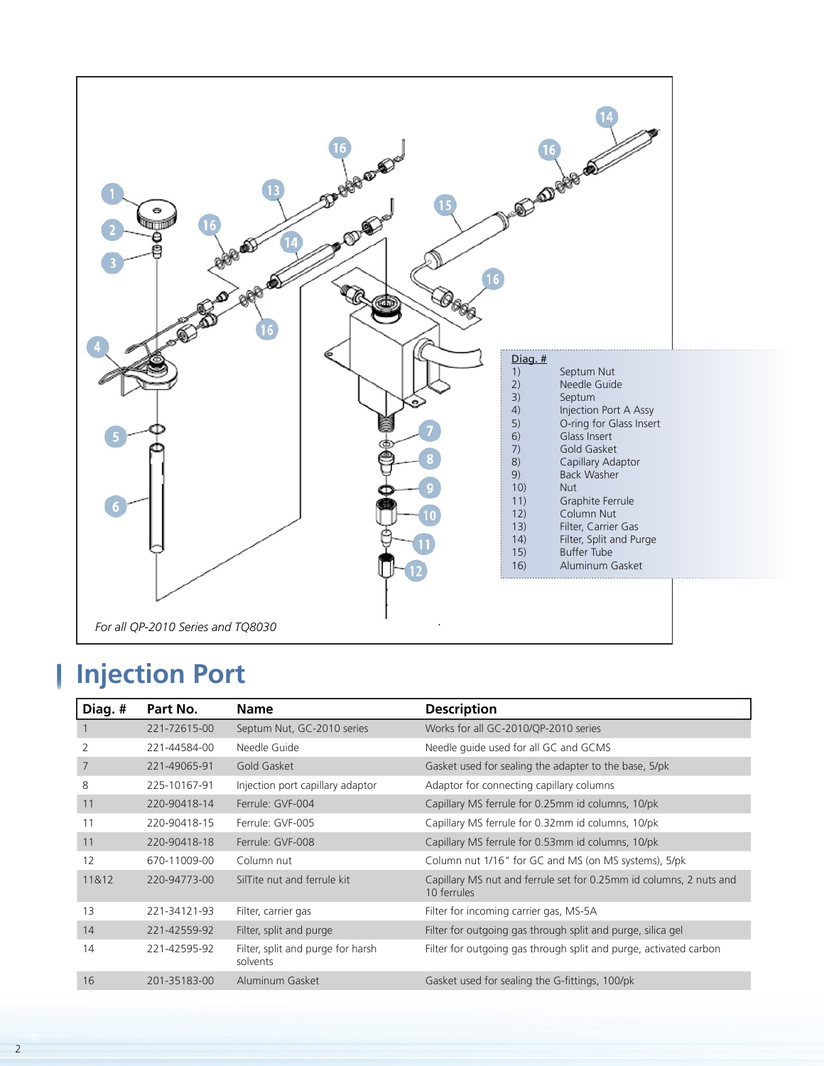| Diag. # | |
|---|---|
| 1) | Septum Nut |
| 2) | Needle Guide |
| 3) | Septum |
| 4) | Injection Port A Assy |
| 5) | O-ring for Glass Insert |
| 6) | Glass Insert |
| 7) | Gold Gasket |
| 8) | Capillary Adaptor |
| 9) | Back Washer |
| 10) | Nut |
| 11) | Graphite Ferrule |
| 12) | Column Nut |
| 13) | Filter, Carrier Gas |
| 14) | Filter, Split and Purge |
| 15) | Buffer Tube |
| 16) | Aluminum Gasket |

*For all QP-2010 Series and TQ8030*

# Injection Port

| Diag. # | Part No. | Name | Description |
|---|---|---|---|
| 1 | 221-72615-00 | Septum Nut, GC-2010 series | Works for all GC-2010/QP-2010 series |
| 2 | 221-44584-00 | Needle Guide | Needle guide used for all GC and GCMS |
| 7 | 221-49065-91 | Gold Gasket | Gasket used for sealing the adapter to the base, 5/pk |
| 8 | 225-10167-91 | Injection port capillary adaptor | Adaptor for connecting capillary columns |
| 11 | 220-90418-14 | Ferrule: GVF-004 | Capillary MS ferrule for 0.25mm id columns, 10/pk |
| 11 | 220-90418-15 | Ferrule: GVF-005 | Capillary MS ferrule for 0.32mm id columns, 10/pk |
| 11 | 220-90418-18 | Ferrule: GVF-008 | Capillary MS ferrule for 0.53mm id columns, 10/pk |
| 12 | 670-11009-00 | Column nut | Column nut 1/16" for GC and MS (on MS systems), 5/pk |
| 11&12 | 220-94773-00 | SilTite nut and ferrule kit | Capillary MS nut and ferrule set for 0.25mm id columns, 2 nuts and 10 ferrules |
| 13 | 221-34121-93 | Filter, carrier gas | Filter for incoming carrier gas, MS-5A |
| 14 | 221-42559-92 | Filter, split and purge | Filter for outgoing gas through split and purge, silica gel |
| 14 | 221-42595-92 | Filter, split and purge for harsh solvents | Filter for outgoing gas through split and purge, activated carbon |
| 16 | 201-35183-00 | Aluminum Gasket | Gasket used for sealing the G-fittings, 100/pk |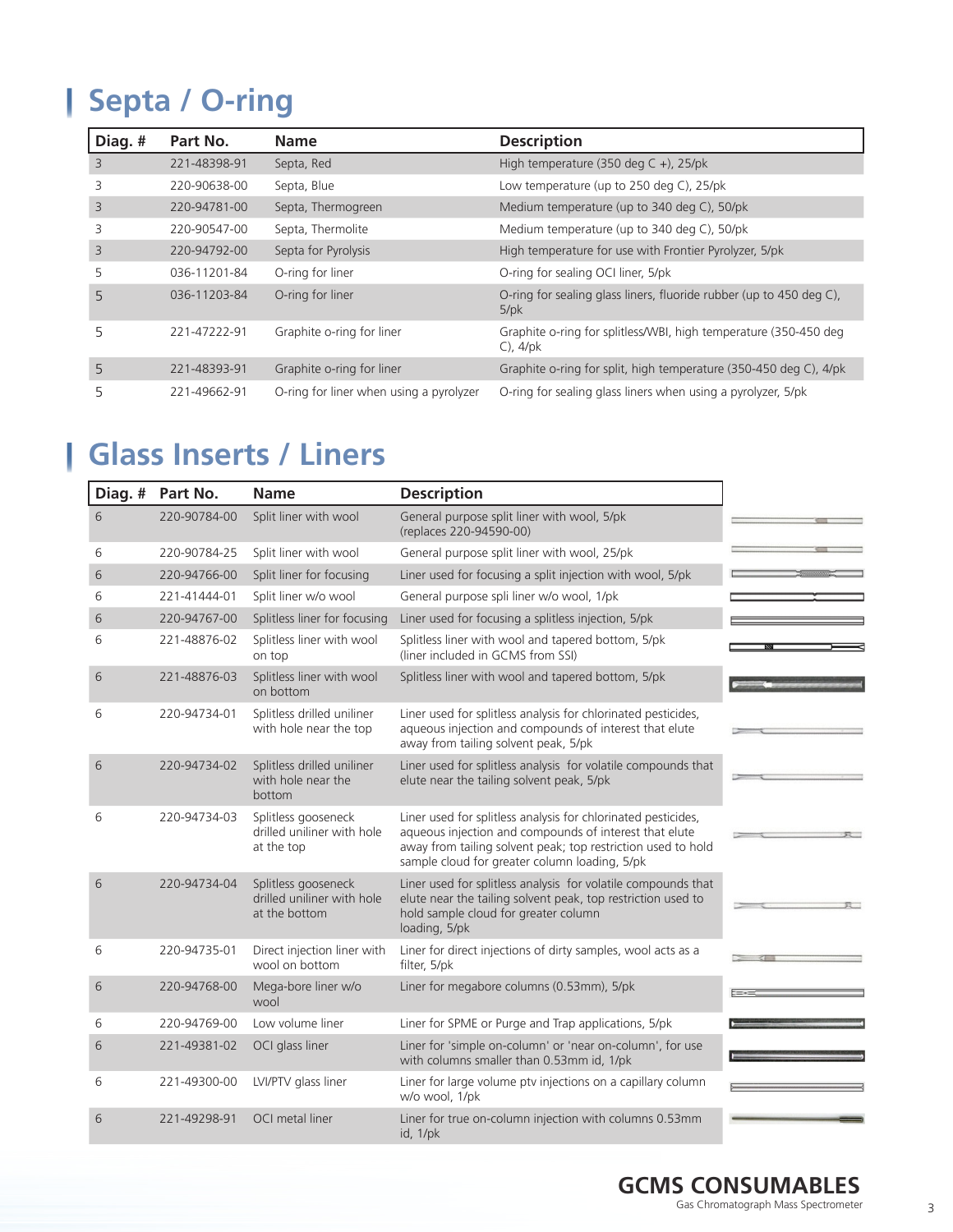# Septa / O-ring

| Diag. # | Part No. | Name | Description |
|---|---|---|---|
| 3 | 221-48398-91 | Septa, Red | High temperature (350 deg C +), 25/pk |
| 3 | 220-90638-00 | Septa, Blue | Low temperature (up to 250 deg C), 25/pk |
| 3 | 220-94781-00 | Septa, Thermogreen | Medium temperature (up to 340 deg C), 50/pk |
| 3 | 220-90547-00 | Septa, Thermolite | Medium temperature (up to 340 deg C), 50/pk |
| 3 | 220-94792-00 | Septa for Pyrolysis | High temperature for use with Frontier Pyrolyzer, 5/pk |
| 5 | 036-11201-84 | O-ring for liner | O-ring for sealing OCI liner, 5/pk |
| 5 | 036-11203-84 | O-ring for liner | O-ring for sealing glass liners, fluoride rubber (up to 450 deg C), 5/pk |
| 5 | 221-47222-91 | Graphite o-ring for liner | Graphite o-ring for splitless/WBI, high temperature (350-450 deg C), 4/pk |
| 5 | 221-48393-91 | Graphite o-ring for liner | Graphite o-ring for split, high temperature (350-450 deg C), 4/pk |
| 5 | 221-49662-91 | O-ring for liner when using a pyrolyzer | O-ring for sealing glass liners when using a pyrolyzer, 5/pk |

# Glass Inserts / Liners

| Diag. # | Part No. | Name | Description |
|---|---|---|---|
| 6 | 220-90784-00 | Split liner with wool | General purpose split liner with wool, 5/pk (replaces 220-94590-00) |
| 6 | 220-90784-25 | Split liner with wool | General purpose split liner with wool, 25/pk |
| 6 | 220-94766-00 | Split liner for focusing | Liner used for focusing a split injection with wool, 5/pk |
| 6 | 221-41444-01 | Split liner w/o wool | General purpose spli liner w/o wool, 1/pk |
| 6 | 220-94767-00 | Splitless liner for focusing | Liner used for focusing a splitless injection, 5/pk |
| 6 | 221-48876-02 | Splitless liner with wool on top | Splitless liner with wool and tapered bottom, 5/pk (liner included in GCMS from SSI) |
| 6 | 221-48876-03 | Splitless liner with wool on bottom | Splitless liner with wool and tapered bottom, 5/pk |
| 6 | 220-94734-01 | Splitless drilled uniliner with hole near the top | Liner used for splitless analysis for chlorinated pesticides, aqueous injection and compounds of interest that elute away from tailing solvent peak, 5/pk |
| 6 | 220-94734-02 | Splitless drilled uniliner with hole near the bottom | Liner used for splitless analysis for volatile compounds that elute near the tailing solvent peak, 5/pk |
| 6 | 220-94734-03 | Splitless gooseneck drilled uniliner with hole at the top | Liner used for splitless analysis for chlorinated pesticides, aqueous injection and compounds of interest that elute away from tailing solvent peak; top restriction used to hold sample cloud for greater column loading, 5/pk |
| 6 | 220-94734-04 | Splitless gooseneck drilled uniliner with hole at the bottom | Liner used for splitless analysis for volatile compounds that elute near the tailing solvent peak, top restriction used to hold sample cloud for greater column loading, 5/pk |
| 6 | 220-94735-01 | Direct injection liner with wool on bottom | Liner for direct injections of dirty samples, wool acts as a filter, 5/pk |
| 6 | 220-94768-00 | Mega-bore liner w/o wool | Liner for megabore columns (0.53mm), 5/pk |
| 6 | 220-94769-00 | Low volume liner | Liner for SPME or Purge and Trap applications, 5/pk |
| 6 | 221-49381-02 | OCI glass liner | Liner for 'simple on-column' or 'near on-column', for use with columns smaller than 0.53mm id, 1/pk |
| 6 | 221-49300-00 | LVI/PTV glass liner | Liner for large volume ptv injections on a capillary column w/o wool, 1/pk |
| 6 | 221-49298-91 | OCI metal liner | Liner for true on-column injection with columns 0.53mm id, 1/pk |

**GCMS CONSUMABLES**
Gas Chromatograph Mass Spectrometer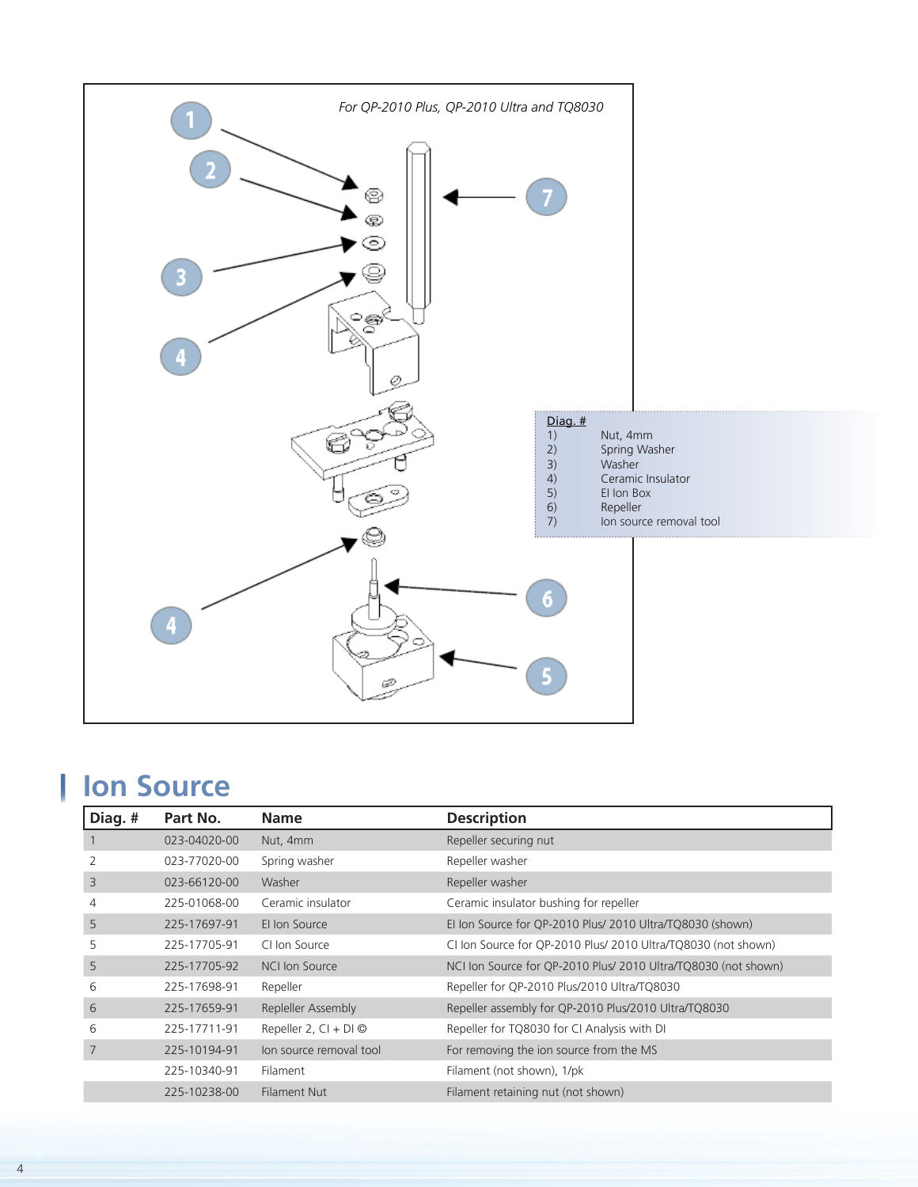*For QP-2010 Plus, QP-2010 Ultra and TQ8030*

| Diag. # | |
|---|---|
| 1) | Nut, 4mm |
| 2) | Spring Washer |
| 3) | Washer |
| 4) | Ceramic Insulator |
| 5) | EI Ion Box |
| 6) | Repeller |
| 7) | Ion source removal tool |

# Ion Source

| Diag. # | Part No. | Name | Description |
|---|---|---|---|
| 1 | 023-04020-00 | Nut, 4mm | Repeller securing nut |
| 2 | 023-77020-00 | Spring washer | Repeller washer |
| 3 | 023-66120-00 | Washer | Repeller washer |
| 4 | 225-01068-00 | Ceramic insulator | Ceramic insulator bushing for repeller |
| 5 | 225-17697-91 | EI Ion Source | EI Ion Source for QP-2010 Plus/ 2010 Ultra/TQ8030 (shown) |
| 5 | 225-17705-91 | CI Ion Source | CI Ion Source for QP-2010 Plus/ 2010 Ultra/TQ8030 (not shown) |
| 5 | 225-17705-92 | NCI Ion Source | NCI Ion Source for QP-2010 Plus/ 2010 Ultra/TQ8030 (not shown) |
| 6 | 225-17698-91 | Repeller | Repeller for QP-2010 Plus/2010 Ultra/TQ8030 |
| 6 | 225-17659-91 | Repleller Assembly | Repeller assembly for QP-2010 Plus/2010 Ultra/TQ8030 |
| 6 | 225-17711-91 | Repeller 2, CI + DI © | Repeller for TQ8030 for CI Analysis with DI |
| 7 | 225-10194-91 | Ion source removal tool | For removing the ion source from the MS |
| | 225-10340-91 | Filament | Filament (not shown), 1/pk |
| | 225-10238-00 | Filament Nut | Filament retaining nut (not shown) |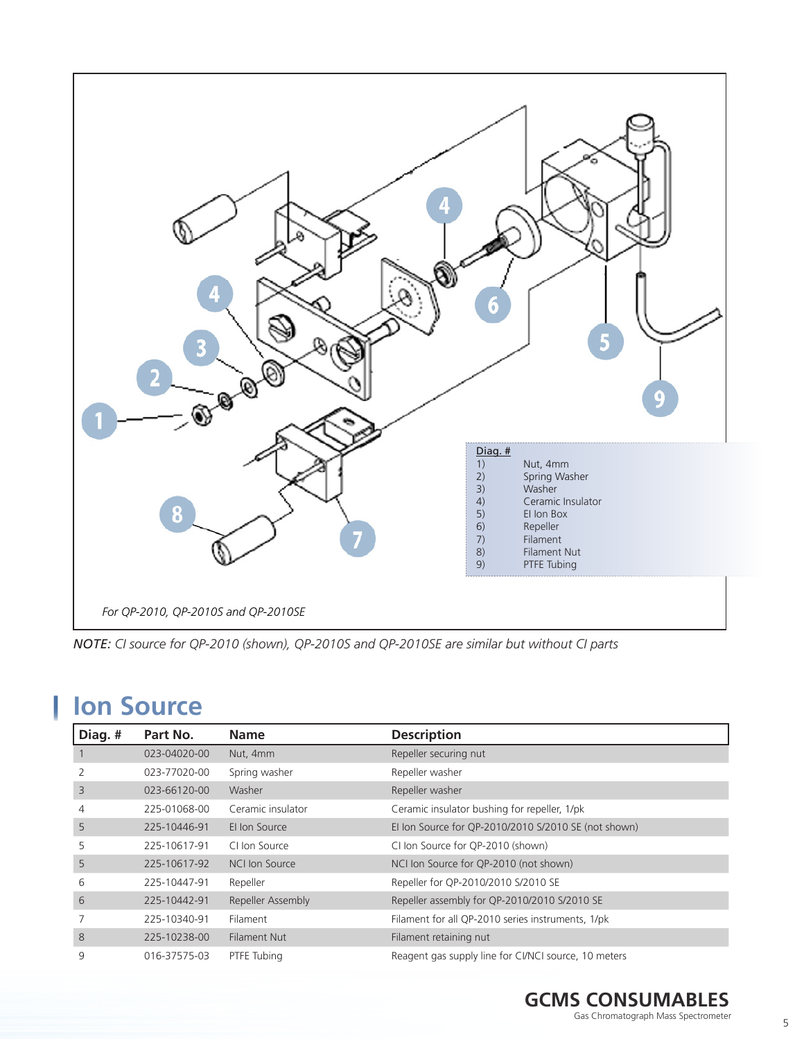| Diag. # | |
|---|---|
| 1) | Nut, 4mm |
| 2) | Spring Washer |
| 3) | Washer |
| 4) | Ceramic Insulator |
| 5) | EI Ion Box |
| 6) | Repeller |
| 7) | Filament |
| 8) | Filament Nut |
| 9) | PTFE Tubing |

*For QP-2010, QP-2010S and QP-2010SE*

***NOTE:*** *CI source for QP-2010 (shown), QP-2010S and QP-2010SE are similar but without CI parts*

## Ion Source

| Diag. # | Part No. | Name | Description |
|---|---|---|---|
| 1 | 023-04020-00 | Nut, 4mm | Repeller securing nut |
| 2 | 023-77020-00 | Spring washer | Repeller washer |
| 3 | 023-66120-00 | Washer | Repeller washer |
| 4 | 225-01068-00 | Ceramic insulator | Ceramic insulator bushing for repeller, 1/pk |
| 5 | 225-10446-91 | EI Ion Source | EI Ion Source for QP-2010/2010 S/2010 SE (not shown) |
| 5 | 225-10617-91 | CI Ion Source | CI Ion Source for QP-2010 (shown) |
| 5 | 225-10617-92 | NCI Ion Source | NCI Ion Source for QP-2010 (not shown) |
| 6 | 225-10447-91 | Repeller | Repeller for QP-2010/2010 S/2010 SE |
| 6 | 225-10442-91 | Repeller Assembly | Repeller assembly for QP-2010/2010 S/2010 SE |
| 7 | 225-10340-91 | Filament | Filament for all QP-2010 series instruments, 1/pk |
| 8 | 225-10238-00 | Filament Nut | Filament retaining nut |
| 9 | 016-37575-03 | PTFE Tubing | Reagent gas supply line for CI/NCI source, 10 meters |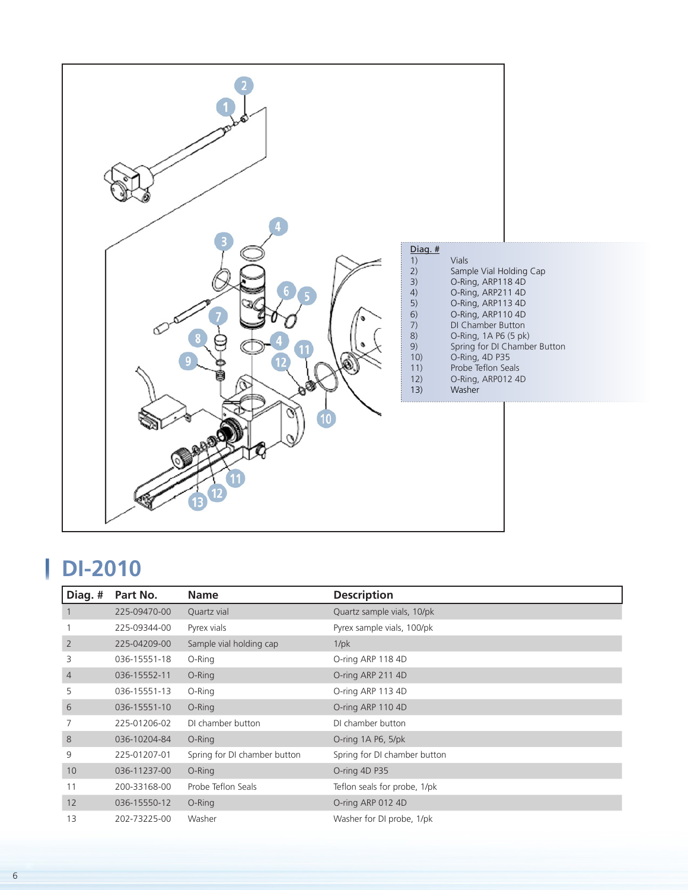| Diag. # | |
|---|---|
| 1) | Vials |
| 2) | Sample Vial Holding Cap |
| 3) | O-Ring, ARP118 4D |
| 4) | O-Ring, ARP211 4D |
| 5) | O-Ring, ARP113 4D |
| 6) | O-Ring, ARP110 4D |
| 7) | DI Chamber Button |
| 8) | O-Ring, 1A P6 (5 pk) |
| 9) | Spring for DI Chamber Button |
| 10) | O-Ring, 4D P35 |
| 11) | Probe Teflon Seals |
| 12) | O-Ring, ARP012 4D |
| 13) | Washer |

## DI-2010

| Diag. # | Part No. | Name | Description |
|---|---|---|---|
| 1 | 225-09470-00 | Quartz vial | Quartz sample vials, 10/pk |
| 1 | 225-09344-00 | Pyrex vials | Pyrex sample vials, 100/pk |
| 2 | 225-04209-00 | Sample vial holding cap | 1/pk |
| 3 | 036-15551-18 | O-Ring | O-ring ARP 118 4D |
| 4 | 036-15552-11 | O-Ring | O-ring ARP 211 4D |
| 5 | 036-15551-13 | O-Ring | O-ring ARP 113 4D |
| 6 | 036-15551-10 | O-Ring | O-ring ARP 110 4D |
| 7 | 225-01206-02 | DI chamber button | DI chamber button |
| 8 | 036-10204-84 | O-Ring | O-ring 1A P6, 5/pk |
| 9 | 225-01207-01 | Spring for DI chamber button | Spring for DI chamber button |
| 10 | 036-11237-00 | O-Ring | O-ring 4D P35 |
| 11 | 200-33168-00 | Probe Teflon Seals | Teflon seals for probe, 1/pk |
| 12 | 036-15550-12 | O-Ring | O-ring ARP 012 4D |
| 13 | 202-73225-00 | Washer | Washer for DI probe, 1/pk |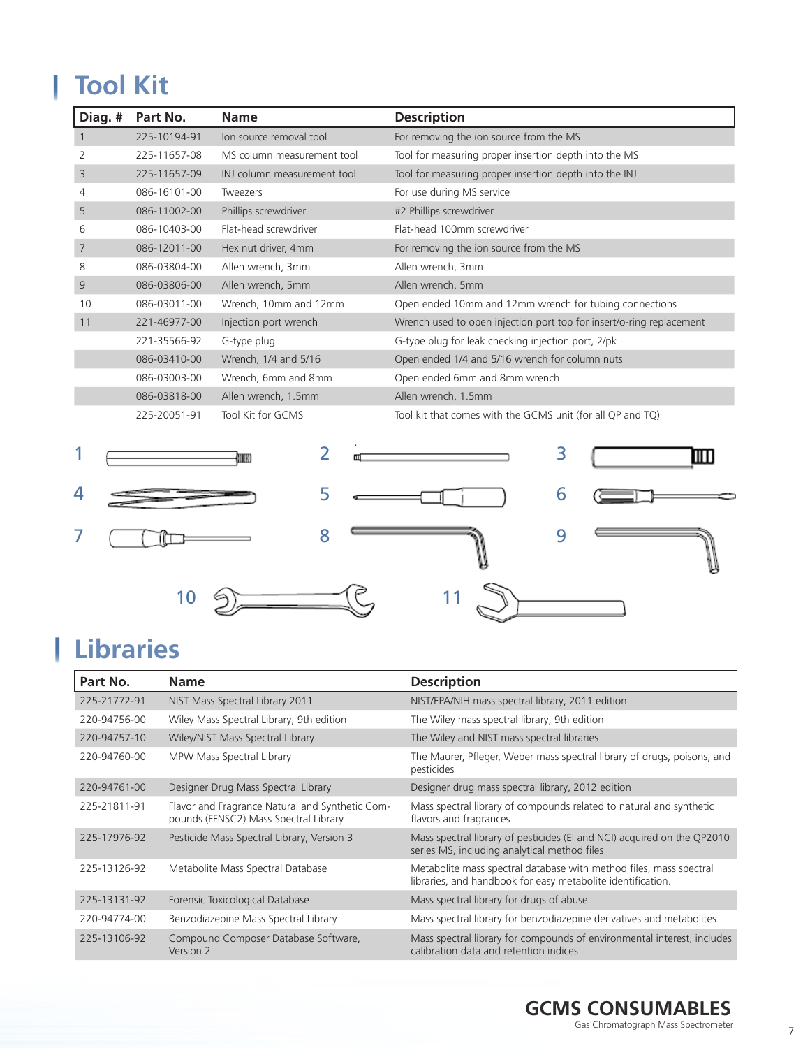## Tool Kit

| Diag. # | Part No. | Name | Description |
|---|---|---|---|
| 1 | 225-10194-91 | Ion source removal tool | For removing the ion source from the MS |
| 2 | 225-11657-08 | MS column measurement tool | Tool for measuring proper insertion depth into the MS |
| 3 | 225-11657-09 | INJ column measurement tool | Tool for measuring proper insertion depth into the INJ |
| 4 | 086-16101-00 | Tweezers | For use during MS service |
| 5 | 086-11002-00 | Phillips screwdriver | #2 Phillips screwdriver |
| 6 | 086-10403-00 | Flat-head screwdriver | Flat-head 100mm screwdriver |
| 7 | 086-12011-00 | Hex nut driver, 4mm | For removing the ion source from the MS |
| 8 | 086-03804-00 | Allen wrench, 3mm | Allen wrench, 3mm |
| 9 | 086-03806-00 | Allen wrench, 5mm | Allen wrench, 5mm |
| 10 | 086-03011-00 | Wrench, 10mm and 12mm | Open ended 10mm and 12mm wrench for tubing connections |
| 11 | 221-46977-00 | Injection port wrench | Wrench used to open injection port top for insert/o-ring replacement |
| | 221-35566-92 | G-type plug | G-type plug for leak checking injection port, 2/pk |
| | 086-03410-00 | Wrench, 1/4 and 5/16 | Open ended 1/4 and 5/16 wrench for column nuts |
| | 086-03003-00 | Wrench, 6mm and 8mm | Open ended 6mm and 8mm wrench |
| | 086-03818-00 | Allen wrench, 1.5mm | Allen wrench, 1.5mm |
| | 225-20051-91 | Tool Kit for GCMS | Tool kit that comes with the GCMS unit (for all QP and TQ) |

1 2 3 4 5 6 7 8 9 10 11

## Libraries

| Part No. | Name | Description |
|---|---|---|
| 225-21772-91 | NIST Mass Spectral Library 2011 | NIST/EPA/NIH mass spectral library, 2011 edition |
| 220-94756-00 | Wiley Mass Spectral Library, 9th edition | The Wiley mass spectral library, 9th edition |
| 220-94757-10 | Wiley/NIST Mass Spectral Library | The Wiley and NIST mass spectral libraries |
| 220-94760-00 | MPW Mass Spectral Library | The Maurer, Pfleger, Weber mass spectral library of drugs, poisons, and pesticides |
| 220-94761-00 | Designer Drug Mass Spectral Library | Designer drug mass spectral library, 2012 edition |
| 225-21811-91 | Flavor and Fragrance Natural and Synthetic Compounds (FFNSC2) Mass Spectral Library | Mass spectral library of compounds related to natural and synthetic flavors and fragrances |
| 225-17976-92 | Pesticide Mass Spectral Library, Version 3 | Mass spectral library of pesticides (EI and NCI) acquired on the QP2010 series MS, including analytical method files |
| 225-13126-92 | Metabolite Mass Spectral Database | Metabolite mass spectral database with method files, mass spectral libraries, and handbook for easy metabolite identification. |
| 225-13131-92 | Forensic Toxicological Database | Mass spectral library for drugs of abuse |
| 220-94774-00 | Benzodiazepine Mass Spectral Library | Mass spectral library for benzodiazepine derivatives and metabolites |
| 225-13106-92 | Compound Composer Database Software, Version 2 | Mass spectral library for compounds of environmental interest, includes calibration data and retention indices |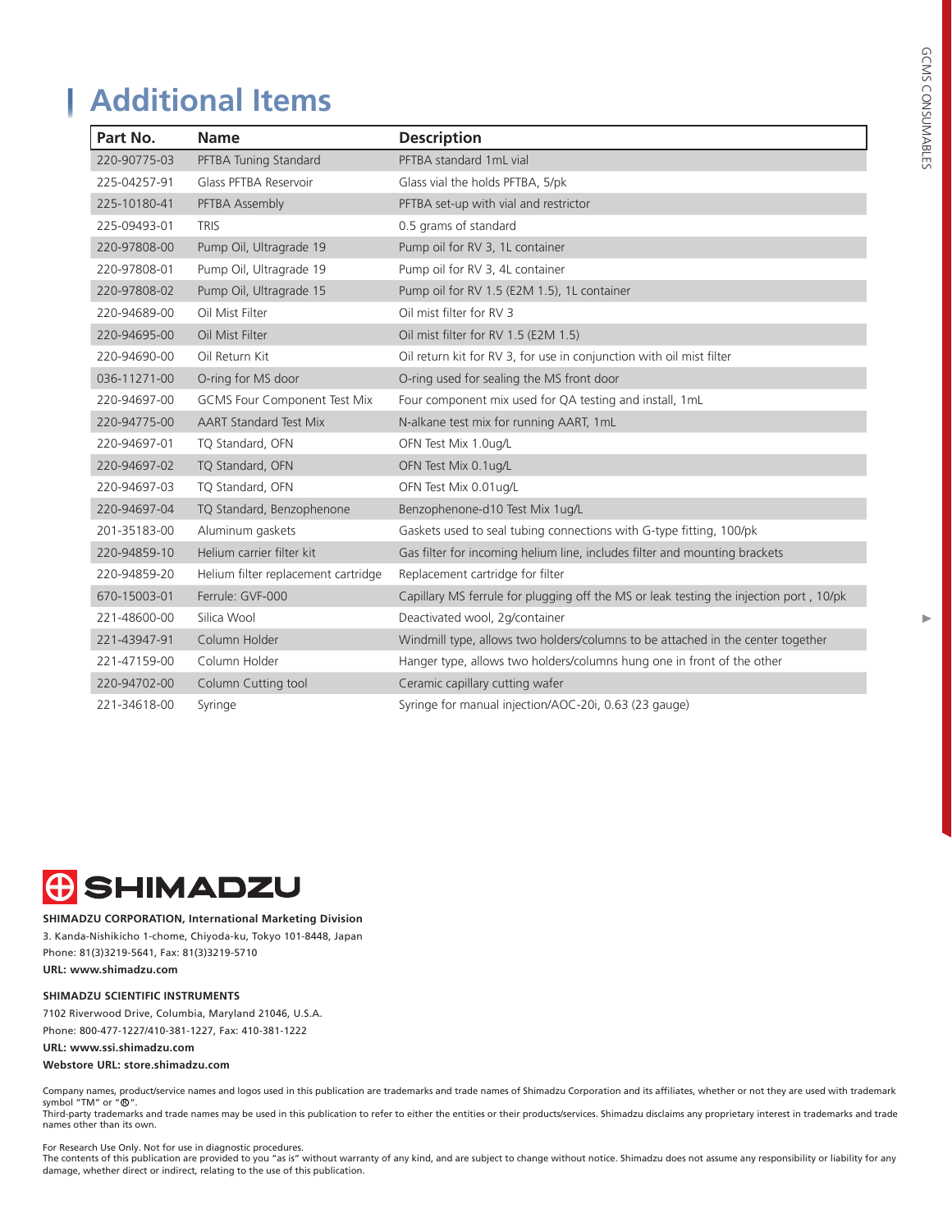# Additional Items

| Part No. | Name | Description |
|---|---|---|
| 220-90775-03 | PFTBA Tuning Standard | PFTBA standard 1mL vial |
| 225-04257-91 | Glass PFTBA Reservoir | Glass vial the holds PFTBA, 5/pk |
| 225-10180-41 | PFTBA Assembly | PFTBA set-up with vial and restrictor |
| 225-09493-01 | TRIS | 0.5 grams of standard |
| 220-97808-00 | Pump Oil, Ultragrade 19 | Pump oil for RV 3, 1L container |
| 220-97808-01 | Pump Oil, Ultragrade 19 | Pump oil for RV 3, 4L container |
| 220-97808-02 | Pump Oil, Ultragrade 15 | Pump oil for RV 1.5 (E2M 1.5), 1L container |
| 220-94689-00 | Oil Mist Filter | Oil mist filter for RV 3 |
| 220-94695-00 | Oil Mist Filter | Oil mist filter for RV 1.5 (E2M 1.5) |
| 220-94690-00 | Oil Return Kit | Oil return kit for RV 3, for use in conjunction with oil mist filter |
| 036-11271-00 | O-ring for MS door | O-ring used for sealing the MS front door |
| 220-94697-00 | GCMS Four Component Test Mix | Four component mix used for QA testing and install, 1mL |
| 220-94775-00 | AART Standard Test Mix | N-alkane test mix for running AART, 1mL |
| 220-94697-01 | TQ Standard, OFN | OFN Test Mix 1.0ug/L |
| 220-94697-02 | TQ Standard, OFN | OFN Test Mix 0.1ug/L |
| 220-94697-03 | TQ Standard, OFN | OFN Test Mix 0.01ug/L |
| 220-94697-04 | TQ Standard, Benzophenone | Benzophenone-d10 Test Mix 1ug/L |
| 201-35183-00 | Aluminum gaskets | Gaskets used to seal tubing connections with G-type fitting, 100/pk |
| 220-94859-10 | Helium carrier filter kit | Gas filter for incoming helium line, includes filter and mounting brackets |
| 220-94859-20 | Helium filter replacement cartridge | Replacement cartridge for filter |
| 670-15003-01 | Ferrule: GVF-000 | Capillary MS ferrule for plugging off the MS or leak testing the injection port , 10/pk |
| 221-48600-00 | Silica Wool | Deactivated wool, 2g/container |
| 221-43947-91 | Column Holder | Windmill type, allows two holders/columns to be attached in the center together |
| 221-47159-00 | Column Holder | Hanger type, allows two holders/columns hung one in front of the other |
| 220-94702-00 | Column Cutting tool | Ceramic capillary cutting wafer |
| 221-34618-00 | Syringe | Syringe for manual injection/AOC-20i, 0.63 (23 gauge) |

SHIMADZU

**SHIMADZU CORPORATION, International Marketing Division**
3. Kanda-Nishikicho 1-chome, Chiyoda-ku, Tokyo 101-8448, Japan
Phone: 81(3)3219-5641, Fax: 81(3)3219-5710
**URL: www.shimadzu.com**

**SHIMADZU SCIENTIFIC INSTRUMENTS**
7102 Riverwood Drive, Columbia, Maryland 21046, U.S.A.
Phone: 800-477-1227/410-381-1227, Fax: 410-381-1222
**URL: www.ssi.shimadzu.com**
**Webstore URL: store.shimadzu.com**

Company names, product/service names and logos used in this publication are trademarks and trade names of Shimadzu Corporation and its affiliates, whether or not they are used with trademark symbol "TM" or "®".
Third-party trademarks and trade names may be used in this publication to refer to either the entities or their products/services. Shimadzu disclaims any proprietary interest in trademarks and trade names other than its own.

For Research Use Only. Not for use in diagnostic procedures.
The contents of this publication are provided to you "as is" without warranty of any kind, and are subject to change without notice. Shimadzu does not assume any responsibility or liability for any damage, whether direct or indirect, relating to the use of this publication.